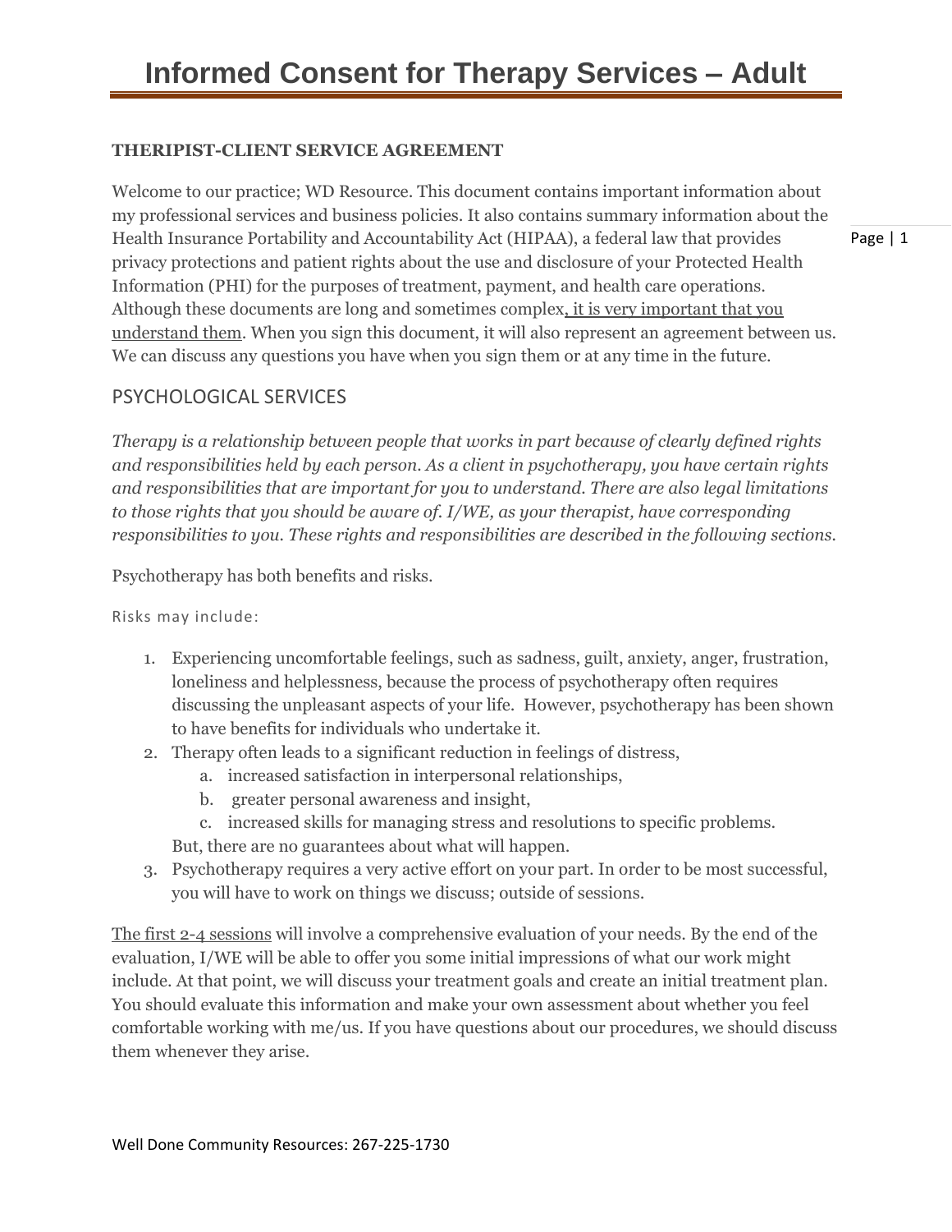# Informed Consent for Therapy Services – Adult

**THERIPIST-CLIENT SERVICE AGREEMENT**

Welcome to our practice; WD Resource. This document contains important information about my professional services and business policies. It also contains summary information about the Health Insurance Portability and Accountability Act (HIPAA), a federal law that provides privacy protections and patient rights about the use and disclosure of your Protected Health Information (PHI) for the purposes of treatment, payment, and health care operations. Although these documents are long and sometimes complex, it is very important that you understand them. When you sign this document, it will also represent an agreement between us. We can discuss any questions you have when you sign them or at any time in the future.

## PSYCHOLOGICAL SERVICES

*Therapy is a relationship between people that works in part because of clearly defined rights and responsibilities held by each person. As a client in psychotherapy, you have certain rights and responsibilities that are important for you to understand. There are also legal limitations to those rights that you should be aware of. I/WE, as your therapist, have corresponding responsibilities to you. These rights and responsibilities are described in the following sections.*

Psychotherapy has both benefits and risks.

Risks may include:

1. Experiencing uncomfortable feelings, such as sadness, guilt, anxiety, anger, frustration, loneliness and helplessness, because the process of psychotherapy often requires discussing the unpleasant aspects of your life. However, psychotherapy has been shown to have benefits for individuals who undertake it.
2. Therapy often leads to a significant reduction in feelings of distress,
   a. increased satisfaction in interpersonal relationships,
   b. greater personal awareness and insight,
   c. increased skills for managing stress and resolutions to specific problems.

   But, there are no guarantees about what will happen.
3. Psychotherapy requires a very active effort on your part. In order to be most successful, you will have to work on things we discuss; outside of sessions.

The first 2-4 sessions will involve a comprehensive evaluation of your needs. By the end of the evaluation, I/WE will be able to offer you some initial impressions of what our work might include. At that point, we will discuss your treatment goals and create an initial treatment plan. You should evaluate this information and make your own assessment about whether you feel comfortable working with me/us. If you have questions about our procedures, we should discuss them whenever they arise.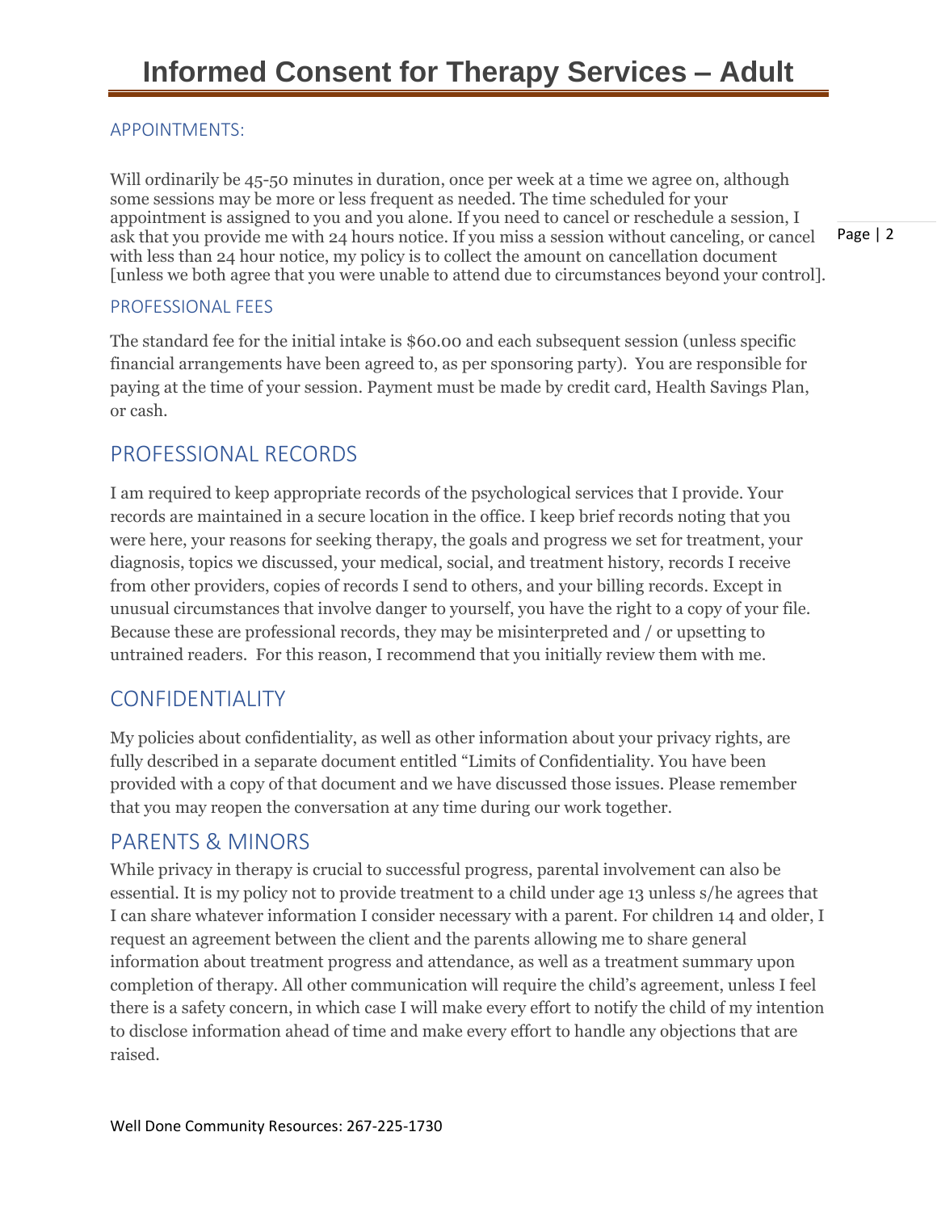# Informed Consent for Therapy Services – Adult

### APPOINTMENTS:

Will ordinarily be 45-50 minutes in duration, once per week at a time we agree on, although some sessions may be more or less frequent as needed. The time scheduled for your appointment is assigned to you and you alone. If you need to cancel or reschedule a session, I ask that you provide me with 24 hours notice. If you miss a session without canceling, or cancel with less than 24 hour notice, my policy is to collect the amount on cancellation document [unless we both agree that you were unable to attend due to circumstances beyond your control].

### PROFESSIONAL FEES

The standard fee for the initial intake is $60.00 and each subsequent session (unless specific financial arrangements have been agreed to, as per sponsoring party). You are responsible for paying at the time of your session. Payment must be made by credit card, Health Savings Plan, or cash.

## PROFESSIONAL RECORDS

I am required to keep appropriate records of the psychological services that I provide. Your records are maintained in a secure location in the office. I keep brief records noting that you were here, your reasons for seeking therapy, the goals and progress we set for treatment, your diagnosis, topics we discussed, your medical, social, and treatment history, records I receive from other providers, copies of records I send to others, and your billing records. Except in unusual circumstances that involve danger to yourself, you have the right to a copy of your file. Because these are professional records, they may be misinterpreted and / or upsetting to untrained readers. For this reason, I recommend that you initially review them with me.

## CONFIDENTIALITY

My policies about confidentiality, as well as other information about your privacy rights, are fully described in a separate document entitled "Limits of Confidentiality. You have been provided with a copy of that document and we have discussed those issues. Please remember that you may reopen the conversation at any time during our work together.

## PARENTS & MINORS

While privacy in therapy is crucial to successful progress, parental involvement can also be essential. It is my policy not to provide treatment to a child under age 13 unless s/he agrees that I can share whatever information I consider necessary with a parent. For children 14 and older, I request an agreement between the client and the parents allowing me to share general information about treatment progress and attendance, as well as a treatment summary upon completion of therapy. All other communication will require the child's agreement, unless I feel there is a safety concern, in which case I will make every effort to notify the child of my intention to disclose information ahead of time and make every effort to handle any objections that are raised.

Well Done Community Resources: 267-225-1730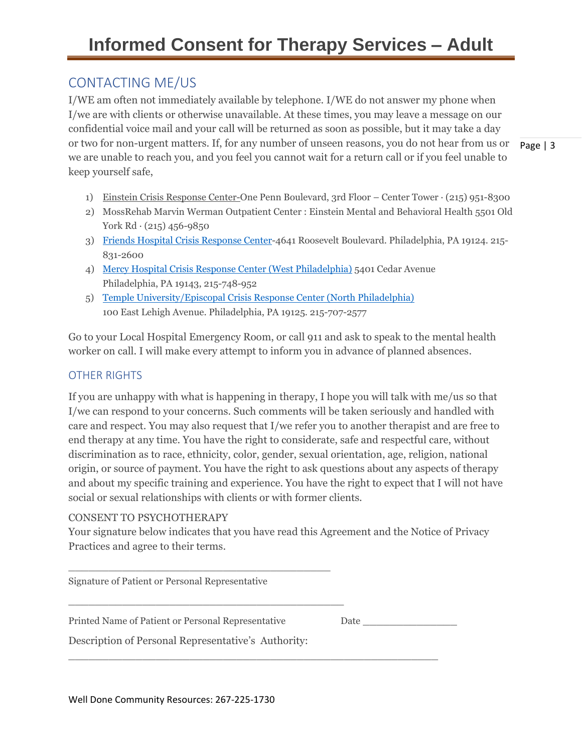# Informed Consent for Therapy Services – Adult

## CONTACTING ME/US

I/WE am often not immediately available by telephone. I/WE do not answer my phone when I/we are with clients or otherwise unavailable. At these times, you may leave a message on our confidential voice mail and your call will be returned as soon as possible, but it may take a day or two for non-urgent matters. If, for any number of unseen reasons, you do not hear from us or we are unable to reach you, and you feel you cannot wait for a return call or if you feel unable to keep yourself safe,

1) Einstein Crisis Response Center-One Penn Boulevard, 3rd Floor – Center Tower · (215) 951-8300
2) MossRehab Marvin Werman Outpatient Center : Einstein Mental and Behavioral Health 5501 Old York Rd · (215) 456-9850
3) Friends Hospital Crisis Response Center-4641 Roosevelt Boulevard. Philadelphia, PA 19124. 215-831-2600
4) Mercy Hospital Crisis Response Center (West Philadelphia) 5401 Cedar Avenue Philadelphia, PA 19143, 215-748-952
5) Temple University/Episcopal Crisis Response Center (North Philadelphia) 100 East Lehigh Avenue. Philadelphia, PA 19125. 215-707-2577

Go to your Local Hospital Emergency Room, or call 911 and ask to speak to the mental health worker on call. I will make every attempt to inform you in advance of planned absences.

## OTHER RIGHTS

If you are unhappy with what is happening in therapy, I hope you will talk with me/us so that I/we can respond to your concerns. Such comments will be taken seriously and handled with care and respect. You may also request that I/we refer you to another therapist and are free to end therapy at any time. You have the right to considerate, safe and respectful care, without discrimination as to race, ethnicity, color, gender, sexual orientation, age, religion, national origin, or source of payment. You have the right to ask questions about any aspects of therapy and about my specific training and experience. You have the right to expect that I will not have social or sexual relationships with clients or with former clients.

CONSENT TO PSYCHOTHERAPY

Your signature below indicates that you have read this Agreement and the Notice of Privacy Practices and agree to their terms.

\_\_\_\_\_\_\_\_\_\_\_\_\_\_\_\_\_\_\_\_\_\_\_\_\_\_\_\_\_\_\_\_\_\_\_\_\_\_\_\_\_\_\_\_

Signature of Patient or Personal Representative

\_\_\_\_\_\_\_\_\_\_\_\_\_\_\_\_\_\_\_\_\_\_\_\_\_\_\_\_\_\_\_\_\_\_\_\_\_\_\_\_\_\_\_\_

Printed Name of Patient or Personal Representative Date \_\_\_\_\_\_\_\_\_\_\_\_\_\_\_\_

Description of Personal Representative's Authority:

\_\_\_\_\_\_\_\_\_\_\_\_\_\_\_\_\_\_\_\_\_\_\_\_\_\_\_\_\_\_\_\_\_\_\_\_\_\_\_\_\_\_\_\_\_\_\_\_\_\_\_\_\_\_\_\_\_\_\_\_

Well Done Community Resources: 267-225-1730